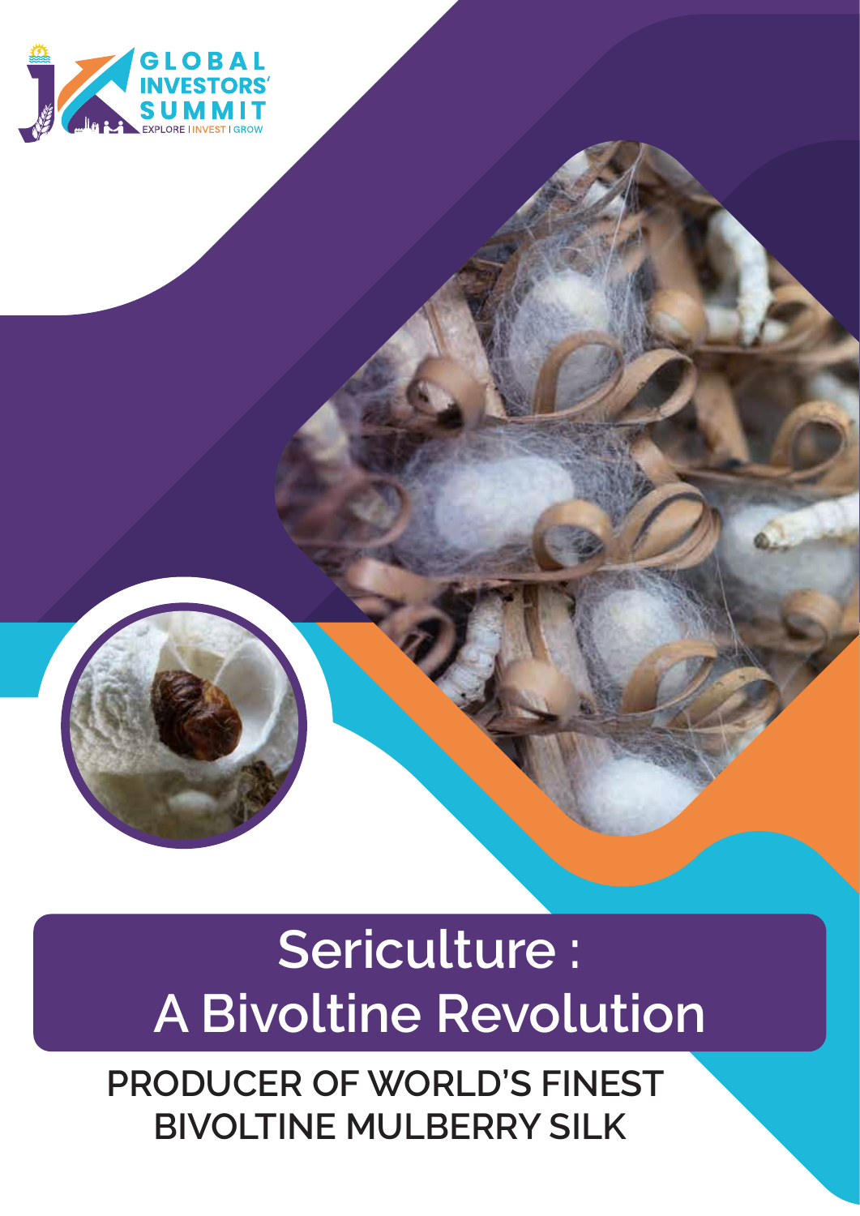GLOBAL INVESTORS' SUMMIT

EXPLORE | INVEST | GROW

# Sericulture : A Bivoltine Revolution

## PRODUCER OF WORLD'S FINEST BIVOLTINE MULBERRY SILK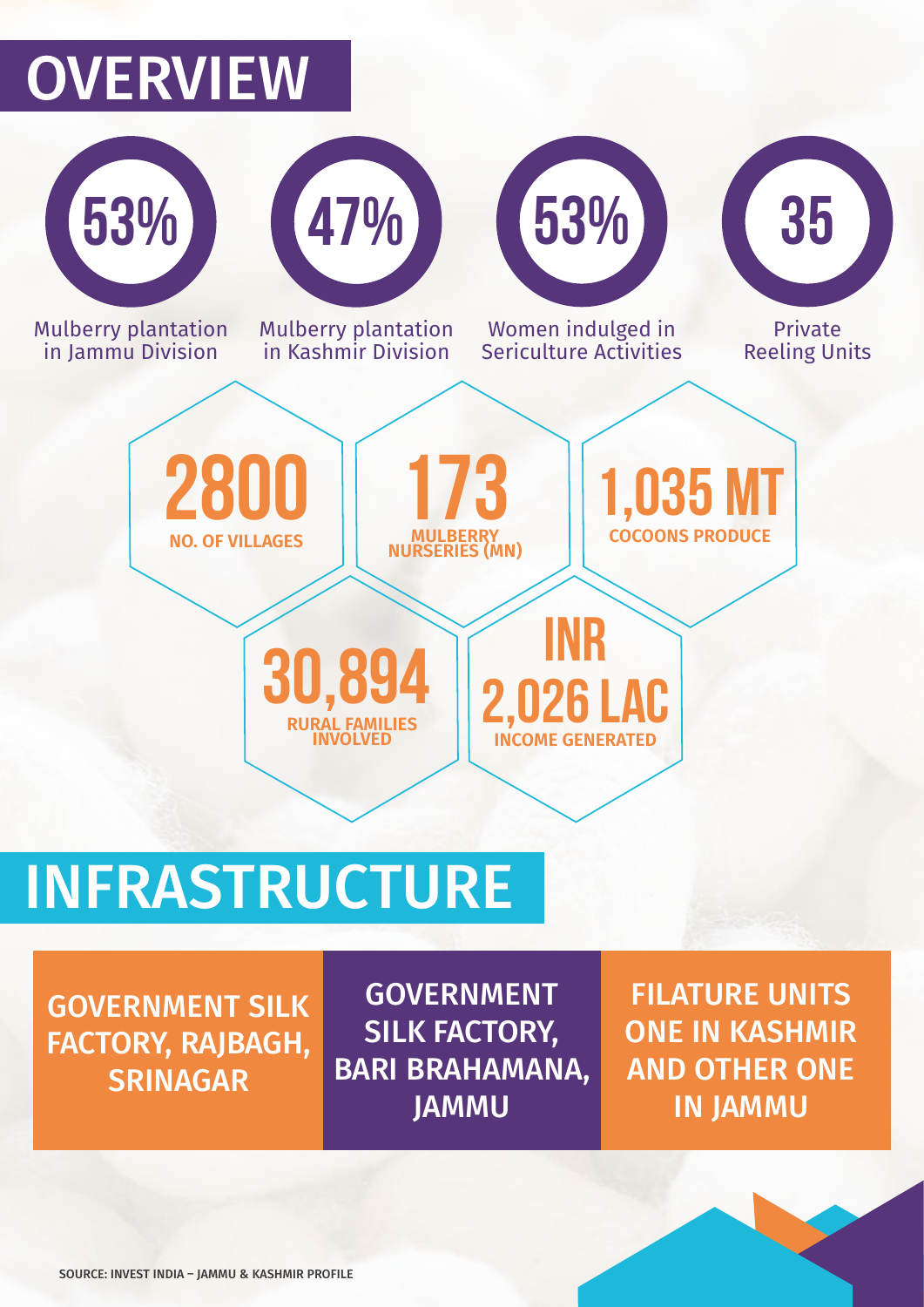# OVERVIEW

**53%**
Mulberry plantation in Jammu Division

**47%**
Mulberry plantation in Kashmir Division

**53%**
Women indulged in Sericulture Activities

**35**
Private Reeling Units

**2800**
NO. OF VILLAGES

**173**
MULBERRY NURSERIES (MN)

**1,035 MT**
COCOONS PRODUCE

**30,894**
RURAL FAMILIES INVOLVED

**INR 2,026 LAC**
INCOME GENERATED

# INFRASTRUCTURE

- GOVERNMENT SILK FACTORY, RAJBAGH, SRINAGAR
- GOVERNMENT SILK FACTORY, BARI BRAHAMANA, JAMMU
- FILATURE UNITS ONE IN KASHMIR AND OTHER ONE IN JAMMU

SOURCE: INVEST INDIA – JAMMU & KASHMIR PROFILE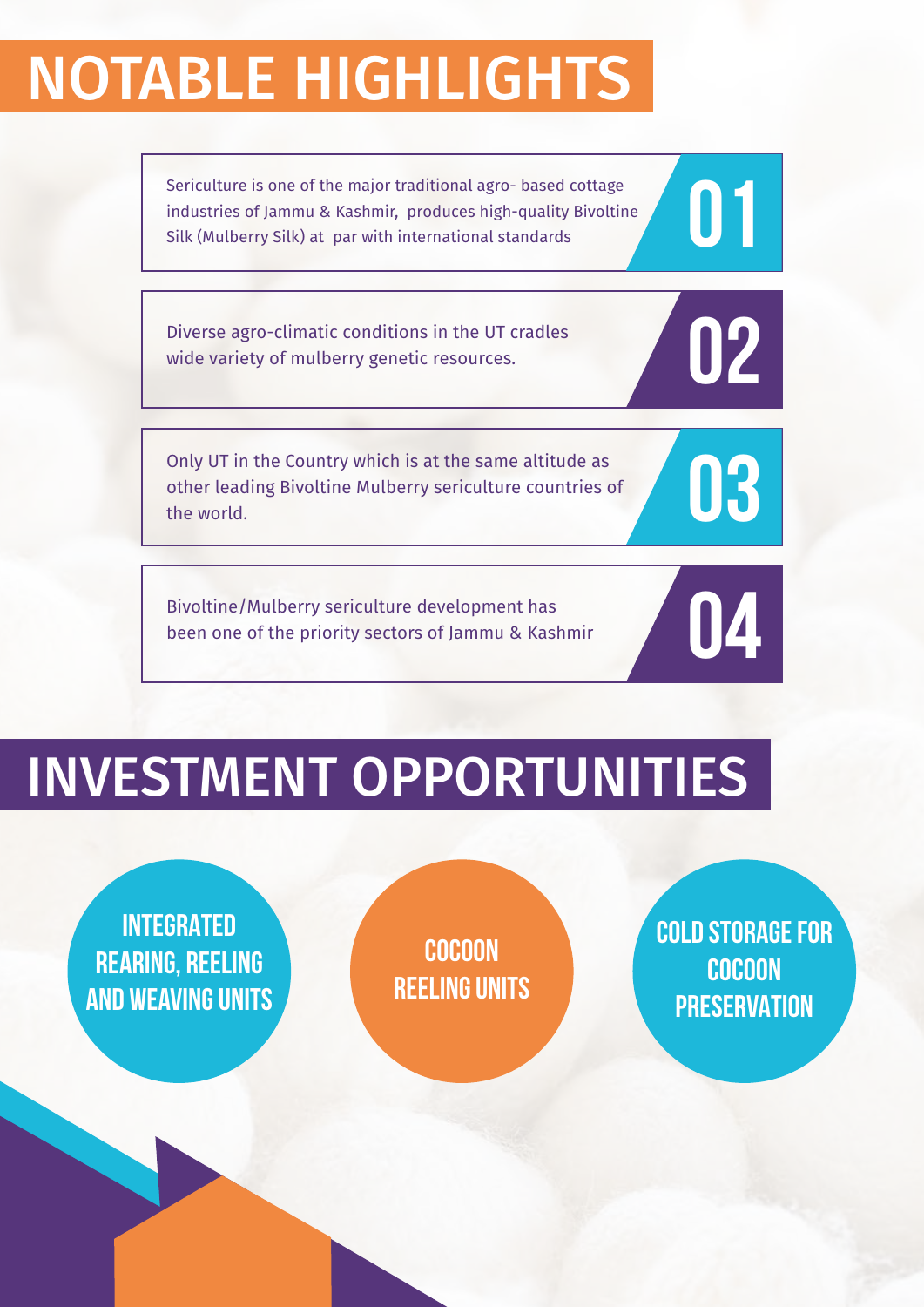# NOTABLE HIGHLIGHTS

**01** Sericulture is one of the major traditional agro- based cottage industries of Jammu & Kashmir, produces high-quality Bivoltine Silk (Mulberry Silk) at par with international standards

**02** Diverse agro-climatic conditions in the UT cradles wide variety of mulberry genetic resources.

**03** Only UT in the Country which is at the same altitude as other leading Bivoltine Mulberry sericulture countries of the world.

**04** Bivoltine/Mulberry sericulture development has been one of the priority sectors of Jammu & Kashmir

# INVESTMENT OPPORTUNITIES

- **INTEGRATED REARING, REELING AND WEAVING UNITS**
- **COCOON REELING UNITS**
- **COLD STORAGE FOR COCOON PRESERVATION**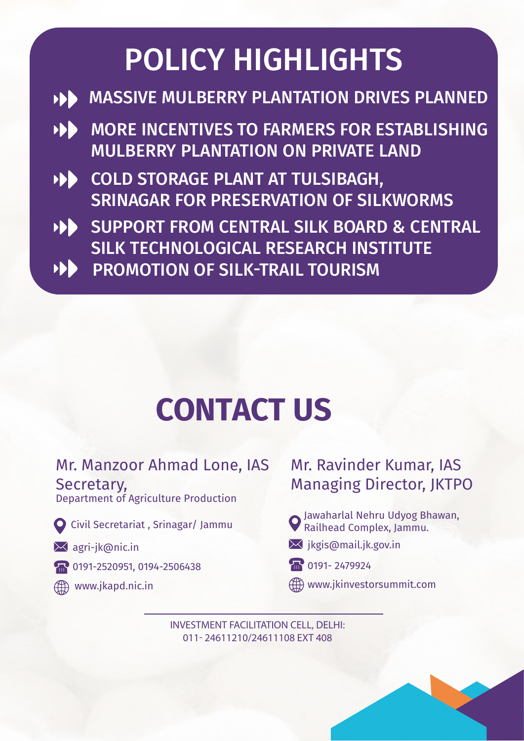# POLICY HIGHLIGHTS

- MASSIVE MULBERRY PLANTATION DRIVES PLANNED
- MORE INCENTIVES TO FARMERS FOR ESTABLISHING MULBERRY PLANTATION ON PRIVATE LAND
- COLD STORAGE PLANT AT TULSIBAGH, SRINAGAR FOR PRESERVATION OF SILKWORMS
- SUPPORT FROM CENTRAL SILK BOARD & CENTRAL SILK TECHNOLOGICAL RESEARCH INSTITUTE
- PROMOTION OF SILK-TRAIL TOURISM

# CONTACT US

Mr. Manzoor Ahmad Lone, IAS
Secretary,
Department of Agriculture Production

Civil Secretariat , Srinagar/ Jammu
agri-jk@nic.in
0191-2520951, 0194-2506438
www.jkapd.nic.in

Mr. Ravinder Kumar, IAS
Managing Director, JKTPO

Jawaharlal Nehru Udyog Bhawan, Railhead Complex, Jammu.
jkgis@mail.jk.gov.in
0191- 2479924
www.jkinvestorsummit.com

INVESTMENT FACILITATION CELL, DELHI:
011- 24611210/24611108 EXT 408